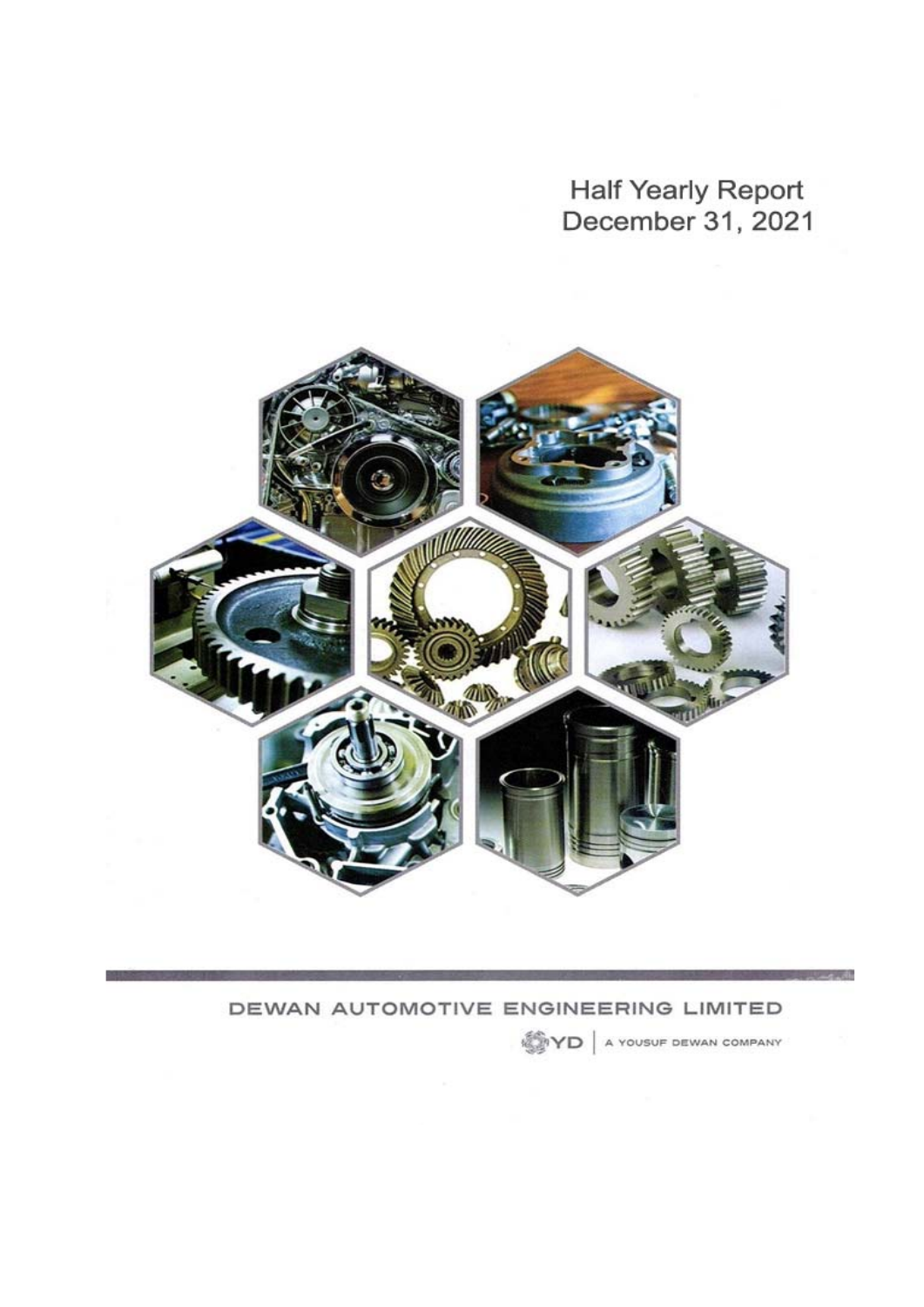# Half Yearly Report
# December 31, 2021

## DEWAN AUTOMOTIVE ENGINEERING LIMITED

YD | A YOUSUF DEWAN COMPANY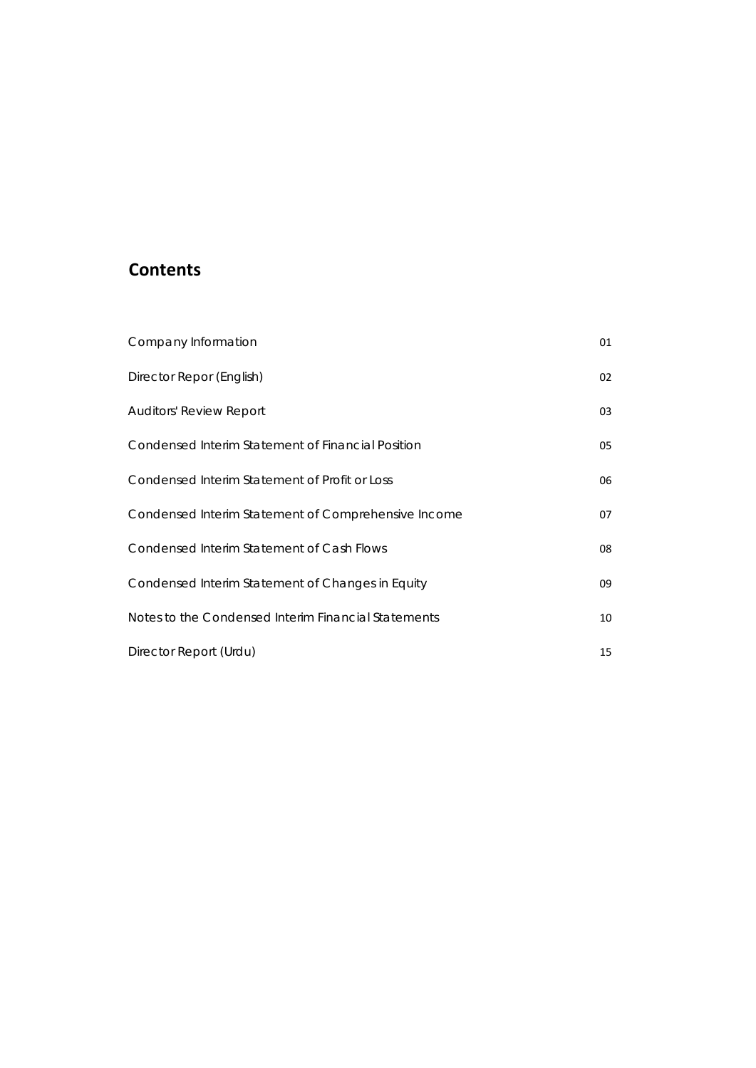## Contents

| | |
|---|---|
| Company Information | 01 |
| Director Repor (English) | 02 |
| Auditors' Review Report | 03 |
| Condensed Interim Statement of Financial Position | 05 |
| Condensed Interim Statement of Profit or Loss | 06 |
| Condensed Interim Statement of Comprehensive Income | 07 |
| Condensed Interim Statement of Cash Flows | 08 |
| Condensed Interim Statement of Changes in Equity | 09 |
| Notes to the Condensed Interim Financial Statements | 10 |
| Director Report (Urdu) | 15 |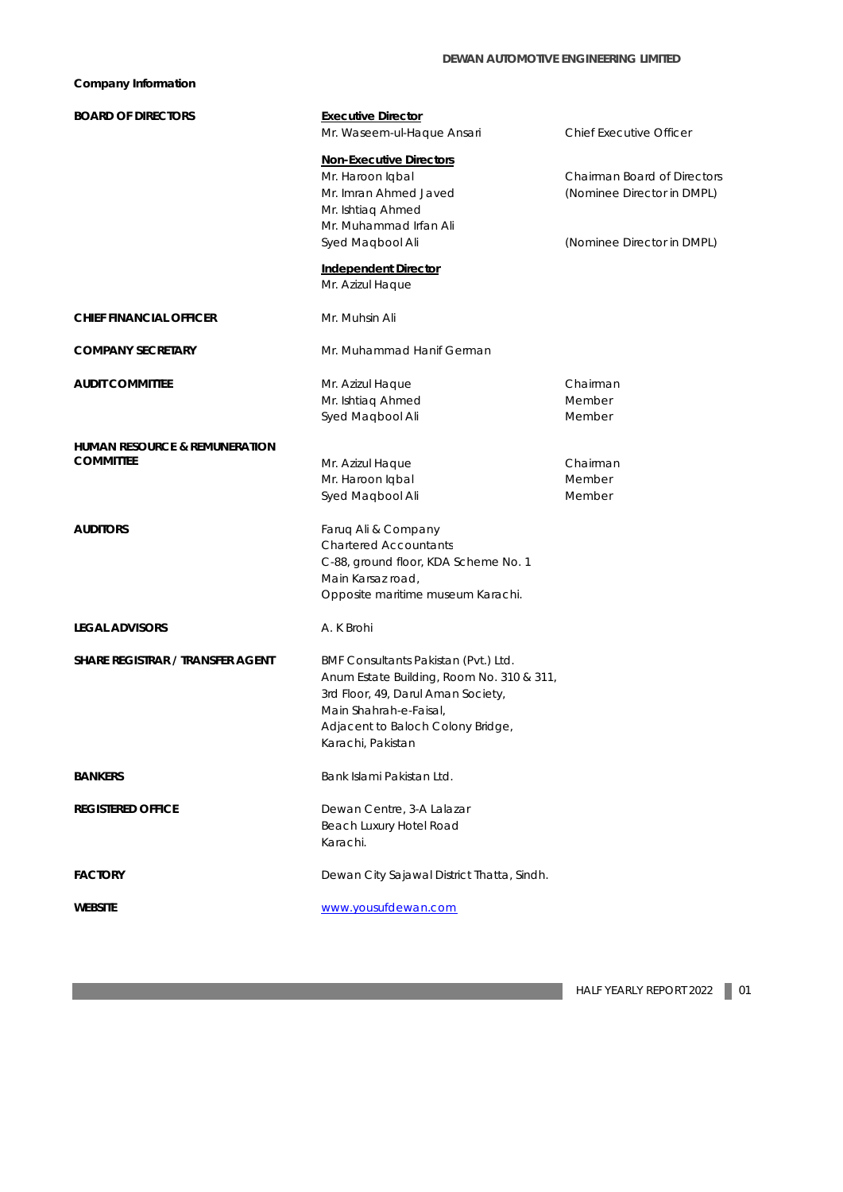## Company Information

**BOARD OF DIRECTORS**

**Executive Director**

Mr. Waseem-ul-Haque Ansari — Chief Executive Officer

**Non-Executive Directors**

Mr. Haroon Iqbal — Chairman Board of Directors
Mr. Imran Ahmed Javed — (Nominee Director in DMPL)
Mr. Ishtiaq Ahmed
Mr. Muhammad Irfan Ali
Syed Maqbool Ali — (Nominee Director in DMPL)

**Independent Director**

Mr. Azizul Haque

**CHIEF FINANCIAL OFFICER**

Mr. Muhsin Ali

**COMPANY SECRETARY**

Mr. Muhammad Hanif German

**AUDIT COMMITTEE**

| Name | Position |
|---|---|
| Mr. Azizul Haque | Chairman |
| Mr. Ishtiaq Ahmed | Member |
| Syed Maqbool Ali | Member |

**HUMAN RESOURCE & REMUNERATION COMMITTEE**

| Name | Position |
|---|---|
| Mr. Azizul Haque | Chairman |
| Mr. Haroon Iqbal | Member |
| Syed Maqbool Ali | Member |

**AUDITORS**

Faruq Ali & Company
Chartered Accountants
C-88, ground floor, KDA Scheme No. 1
Main Karsaz road,
Opposite maritime museum Karachi.

**LEGAL ADVISORS**

A. K Brohi

**SHARE REGISTRAR / TRANSFER AGENT**

BMF Consultants Pakistan (Pvt.) Ltd.
Anum Estate Building, Room No. 310 & 311,
3rd Floor, 49, Darul Aman Society,
Main Shahrah-e-Faisal,
Adjacent to Baloch Colony Bridge,
Karachi, Pakistan

**BANKERS**

Bank Islami Pakistan Ltd.

**REGISTERED OFFICE**

Dewan Centre, 3-A Lalazar
Beach Luxury Hotel Road
Karachi.

**FACTORY**

Dewan City Sajawal District Thatta, Sindh.

**WEBSITE**

www.yousufdewan.com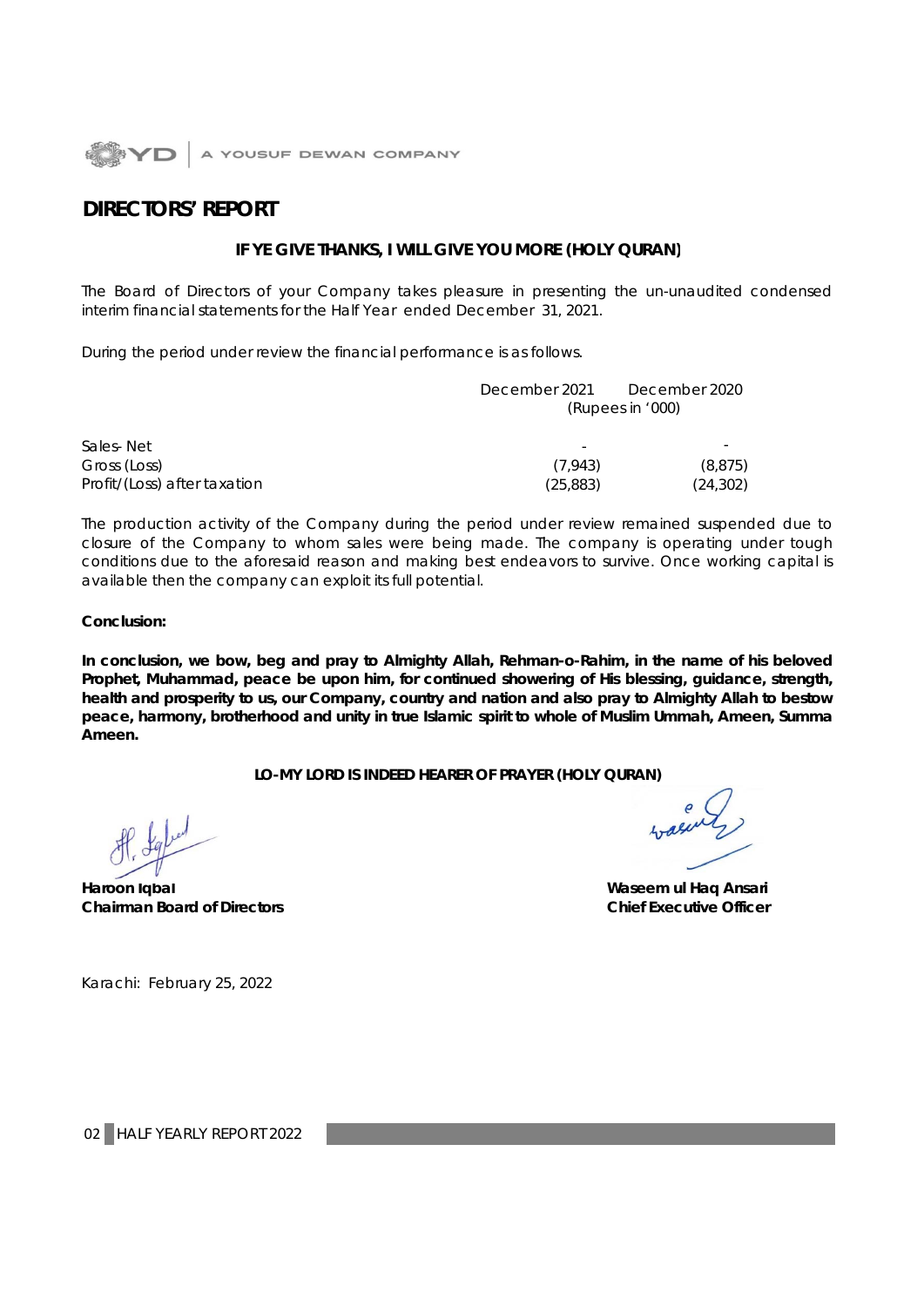# DIRECTORS' REPORT

**IF YE GIVE THANKS, I WILL GIVE YOU MORE (HOLY QURAN)**

The Board of Directors of your Company takes pleasure in presenting the un-unaudited condensed interim financial statements for the Half Year ended December 31, 2021.

During the period under review the financial performance is as follows.

| | December 2021 | December 2020 |
|---|---|---|
| | (Rupees in '000) | |
| Sales- Net | - | - |
| Gross (Loss) | (7,943) | (8,875) |
| Profit/(Loss) after taxation | (25,883) | (24,302) |

The production activity of the Company during the period under review remained suspended due to closure of the Company to whom sales were being made. The company is operating under tough conditions due to the aforesaid reason and making best endeavors to survive. Once working capital is available then the company can exploit its full potential.

**Conclusion:**

**In conclusion, we bow, beg and pray to Almighty Allah, Rehman-o-Rahim, in the name of his beloved Prophet, Muhammad, peace be upon him, for continued showering of His blessing, guidance, strength, health and prosperity to us, our Company, country and nation and also pray to Almighty Allah to bestow peace, harmony, brotherhood and unity in true Islamic spirit to whole of Muslim Ummah, Ameen, Summa Ameen.**

**LO-MY LORD IS INDEED HEARER OF PRAYER (HOLY QURAN)**

**Haroon Iqbal**
**Chairman Board of Directors**

**Waseem ul Haq Ansari**
**Chief Executive Officer**

Karachi: February 25, 2022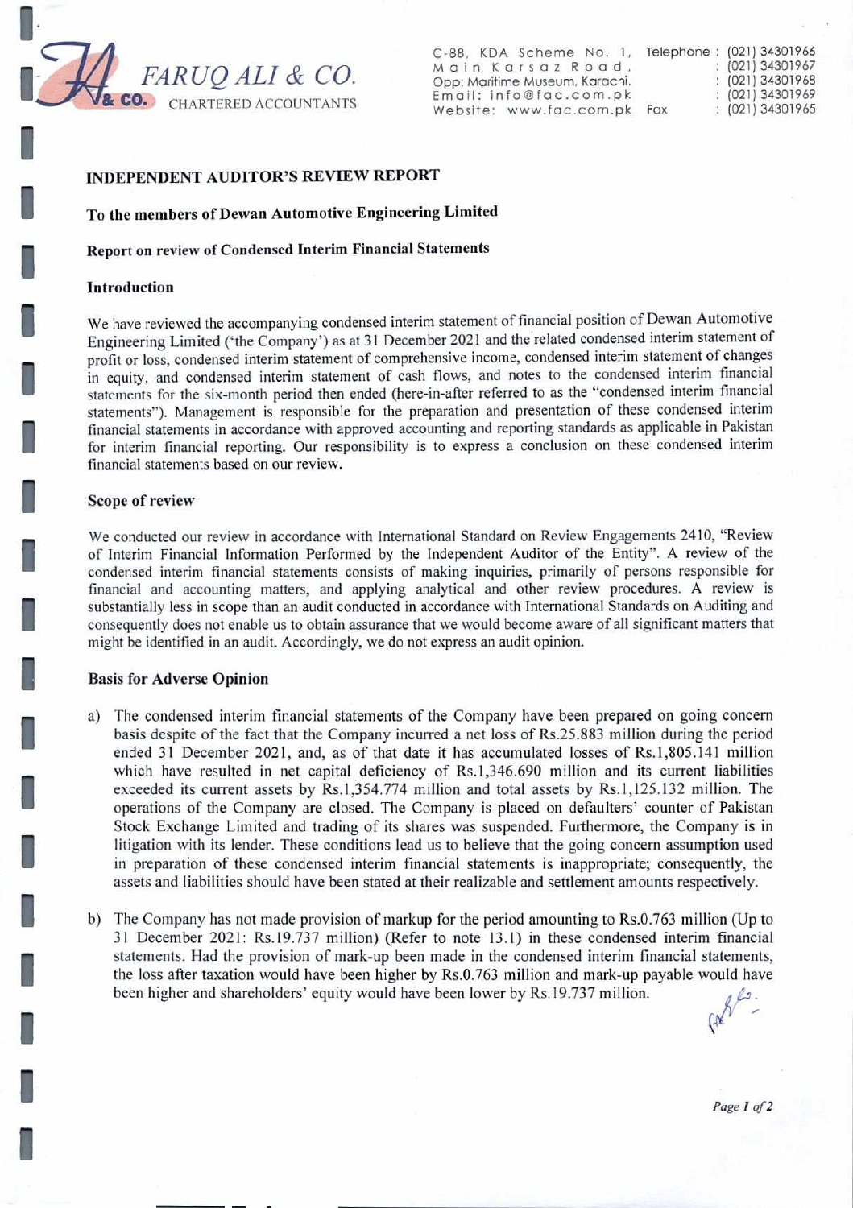FARUQ ALI & CO.
CHARTERED ACCOUNTANTS

C-88, KDA Scheme No. 1, Main Karsaz Road, Opp: Maritime Museum, Karachi.
Email: info@fac.com.pk
Website: www.fac.com.pk

Telephone : (021) 34301966
: (021) 34301967
: (021) 34301968
: (021) 34301969
Fax : (021) 34301965

## INDEPENDENT AUDITOR'S REVIEW REPORT

### To the members of Dewan Automotive Engineering Limited

### Report on review of Condensed Interim Financial Statements

#### Introduction

We have reviewed the accompanying condensed interim statement of financial position of Dewan Automotive Engineering Limited ('the Company') as at 31 December 2021 and the related condensed interim statement of profit or loss, condensed interim statement of comprehensive income, condensed interim statement of changes in equity, and condensed interim statement of cash flows, and notes to the condensed interim financial statements for the six-month period then ended (here-in-after referred to as the "condensed interim financial statements"). Management is responsible for the preparation and presentation of these condensed interim financial statements in accordance with approved accounting and reporting standards as applicable in Pakistan for interim financial reporting. Our responsibility is to express a conclusion on these condensed interim financial statements based on our review.

#### Scope of review

We conducted our review in accordance with International Standard on Review Engagements 2410, "Review of Interim Financial Information Performed by the Independent Auditor of the Entity". A review of the condensed interim financial statements consists of making inquiries, primarily of persons responsible for financial and accounting matters, and applying analytical and other review procedures. A review is substantially less in scope than an audit conducted in accordance with International Standards on Auditing and consequently does not enable us to obtain assurance that we would become aware of all significant matters that might be identified in an audit. Accordingly, we do not express an audit opinion.

#### Basis for Adverse Opinion

a) The condensed interim financial statements of the Company have been prepared on going concern basis despite of the fact that the Company incurred a net loss of Rs.25.883 million during the period ended 31 December 2021, and, as of that date it has accumulated losses of Rs.1,805.141 million which have resulted in net capital deficiency of Rs.1,346.690 million and its current liabilities exceeded its current assets by Rs.1,354.774 million and total assets by Rs.1,125.132 million. The operations of the Company are closed. The Company is placed on defaulters' counter of Pakistan Stock Exchange Limited and trading of its shares was suspended. Furthermore, the Company is in litigation with its lender. These conditions lead us to believe that the going concern assumption used in preparation of these condensed interim financial statements is inappropriate; consequently, the assets and liabilities should have been stated at their realizable and settlement amounts respectively.

b) The Company has not made provision of markup for the period amounting to Rs.0.763 million (Up to 31 December 2021: Rs.19.737 million) (Refer to note 13.1) in these condensed interim financial statements. Had the provision of mark-up been made in the condensed interim financial statements, the loss after taxation would have been higher by Rs.0.763 million and mark-up payable would have been higher and shareholders' equity would have been lower by Rs.19.737 million.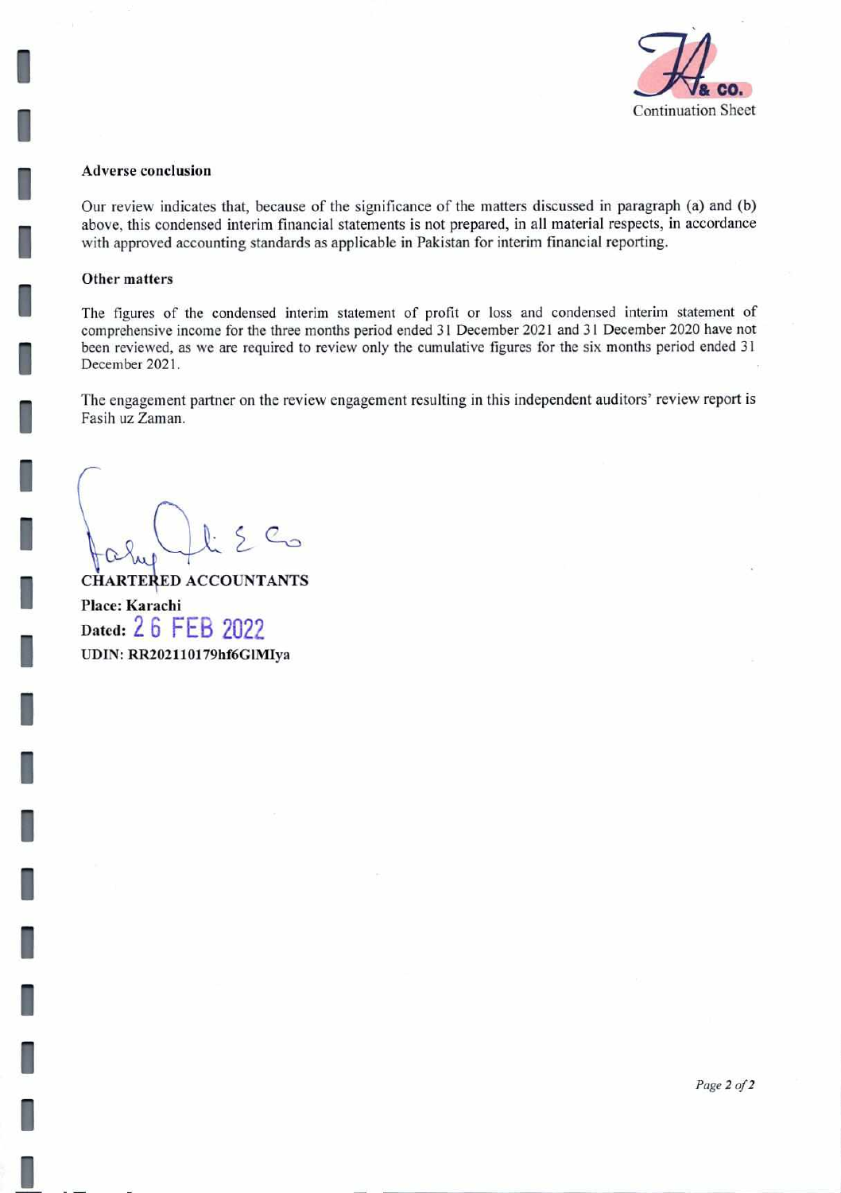Continuation Sheet

**Adverse conclusion**

Our review indicates that, because of the significance of the matters discussed in paragraph (a) and (b) above, this condensed interim financial statements is not prepared, in all material respects, in accordance with approved accounting standards as applicable in Pakistan for interim financial reporting.

**Other matters**

The figures of the condensed interim statement of profit or loss and condensed interim statement of comprehensive income for the three months period ended 31 December 2021 and 31 December 2020 have not been reviewed, as we are required to review only the cumulative figures for the six months period ended 31 December 2021.

The engagement partner on the review engagement resulting in this independent auditors' review report is Fasih uz Zaman.

**CHARTERED ACCOUNTANTS**
**Place: Karachi**
**Dated:** 26 FEB 2022
**UDIN: RR202110179hf6GlMIya**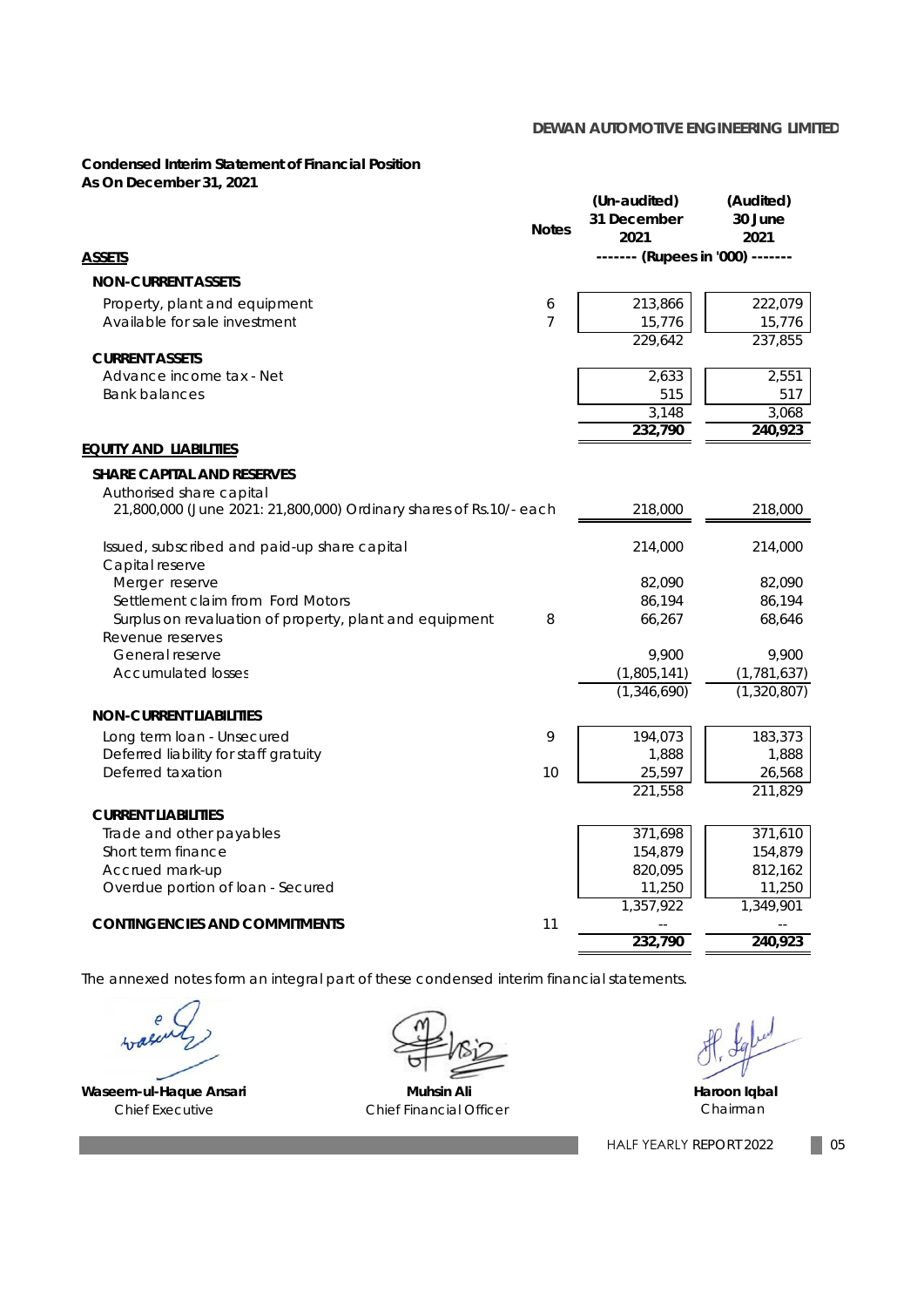DEWAN AUTOMOTIVE ENGINEERING LIMITED

## Condensed Interim Statement of Financial Position
## As On December 31, 2021

| | Notes | (Un-audited) 31 December 2021 | (Audited) 30 June 2021 |
|---|---|---|---|
| | | ------- (Rupees in '000) ------- | |
| **ASSETS** | | | |
| **NON-CURRENT ASSETS** | | | |
| Property, plant and equipment | 6 | 213,866 | 222,079 |
| Available for sale investment | 7 | 15,776 | 15,776 |
| | | 229,642 | 237,855 |
| **CURRENT ASSETS** | | | |
| Advance income tax - Net | | 2,633 | 2,551 |
| Bank balances | | 515 | 517 |
| | | 3,148 | 3,068 |
| | | **232,790** | **240,923** |
| **EQUITY AND LIABILITIES** | | | |
| **SHARE CAPITAL AND RESERVES** | | | |
| Authorised share capital | | | |
| 21,800,000 (June 2021: 21,800,000) Ordinary shares of Rs.10/- each | | 218,000 | 218,000 |
| Issued, subscribed and paid-up share capital | | 214,000 | 214,000 |
| Capital reserve | | | |
| Merger reserve | | 82,090 | 82,090 |
| Settlement claim from Ford Motors | | 86,194 | 86,194 |
| Surplus on revaluation of property, plant and equipment | 8 | 66,267 | 68,646 |
| Revenue reserves | | | |
| General reserve | | 9,900 | 9,900 |
| Accumulated losses | | (1,805,141) | (1,781,637) |
| | | (1,346,690) | (1,320,807) |
| **NON-CURRENT LIABILITIES** | | | |
| Long term loan - Unsecured | 9 | 194,073 | 183,373 |
| Deferred liability for staff gratuity | | 1,888 | 1,888 |
| Deferred taxation | 10 | 25,597 | 26,568 |
| | | 221,558 | 211,829 |
| **CURRENT LIABILITIES** | | | |
| Trade and other payables | | 371,698 | 371,610 |
| Short term finance | | 154,879 | 154,879 |
| Accrued mark-up | | 820,095 | 812,162 |
| Overdue portion of loan - Secured | | 11,250 | 11,250 |
| | | 1,357,922 | 1,349,901 |
| **CONTINGENCIES AND COMMITMENTS** | 11 | -- | -- |
| | | **232,790** | **240,923** |

The annexed notes form an integral part of these condensed interim financial statements.

| **Waseem-ul-Haque Ansari** | **Muhsin Ali** | **Haroon Iqbal** |
|---|---|---|
| Chief Executive | Chief Financial Officer | Chairman |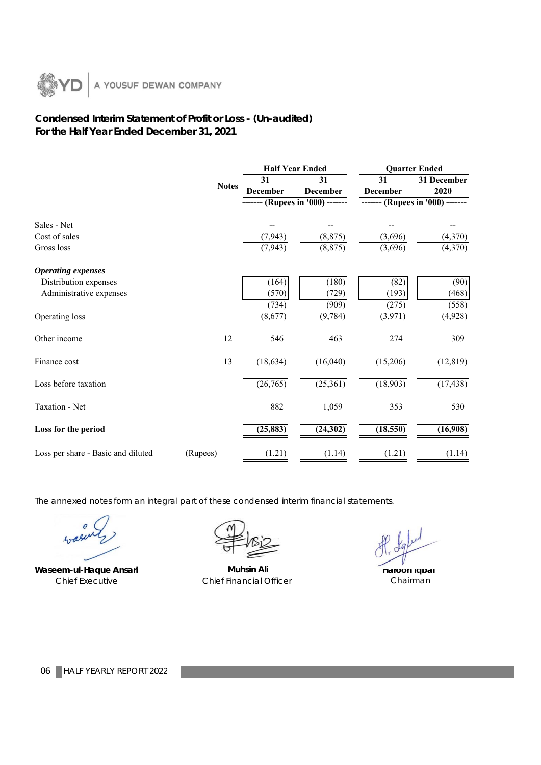A YOUSUF DEWAN COMPANY

## Condensed Interim Statement of Profit or Loss - (Un-audited)
## For the Half Year Ended December 31, 2021

| | Notes | Half Year Ended | | Quarter Ended | |
|---|---|---|---|---|---|
| | | 31 December | 31 December | 31 December | 31 December 2020 |
| | | ------- (Rupees in '000) ------- | | ------- (Rupees in '000) ------- | |
| Sales - Net | | -- | -- | -- | -- |
| Cost of sales | | (7,943) | (8,875) | (3,696) | (4,370) |
| Gross loss | | (7,943) | (8,875) | (3,696) | (4,370) |
| ***Operating expenses*** | | | | | |
| Distribution expenses | | (164) | (180) | (82) | (90) |
| Administrative expenses | | (570) | (729) | (193) | (468) |
| | | (734) | (909) | (275) | (558) |
| Operating loss | | (8,677) | (9,784) | (3,971) | (4,928) |
| Other income | 12 | 546 | 463 | 274 | 309 |
| Finance cost | 13 | (18,634) | (16,040) | (15,206) | (12,819) |
| Loss before taxation | | (26,765) | (25,361) | (18,903) | (17,438) |
| Taxation - Net | | 882 | 1,059 | 353 | 530 |
| **Loss for the period** | | **(25,883)** | **(24,302)** | **(18,550)** | **(16,908)** |
| Loss per share - Basic and diluted | (Rupees) | (1.21) | (1.14) | (1.21) | (1.14) |

The annexed notes form an integral part of these condensed interim financial statements.

| **Waseem-ul-Haque Ansari** | **Muhsin Ali** | **Haroon Iqbal** |
|---|---|---|
| Chief Executive | Chief Financial Officer | Chairman |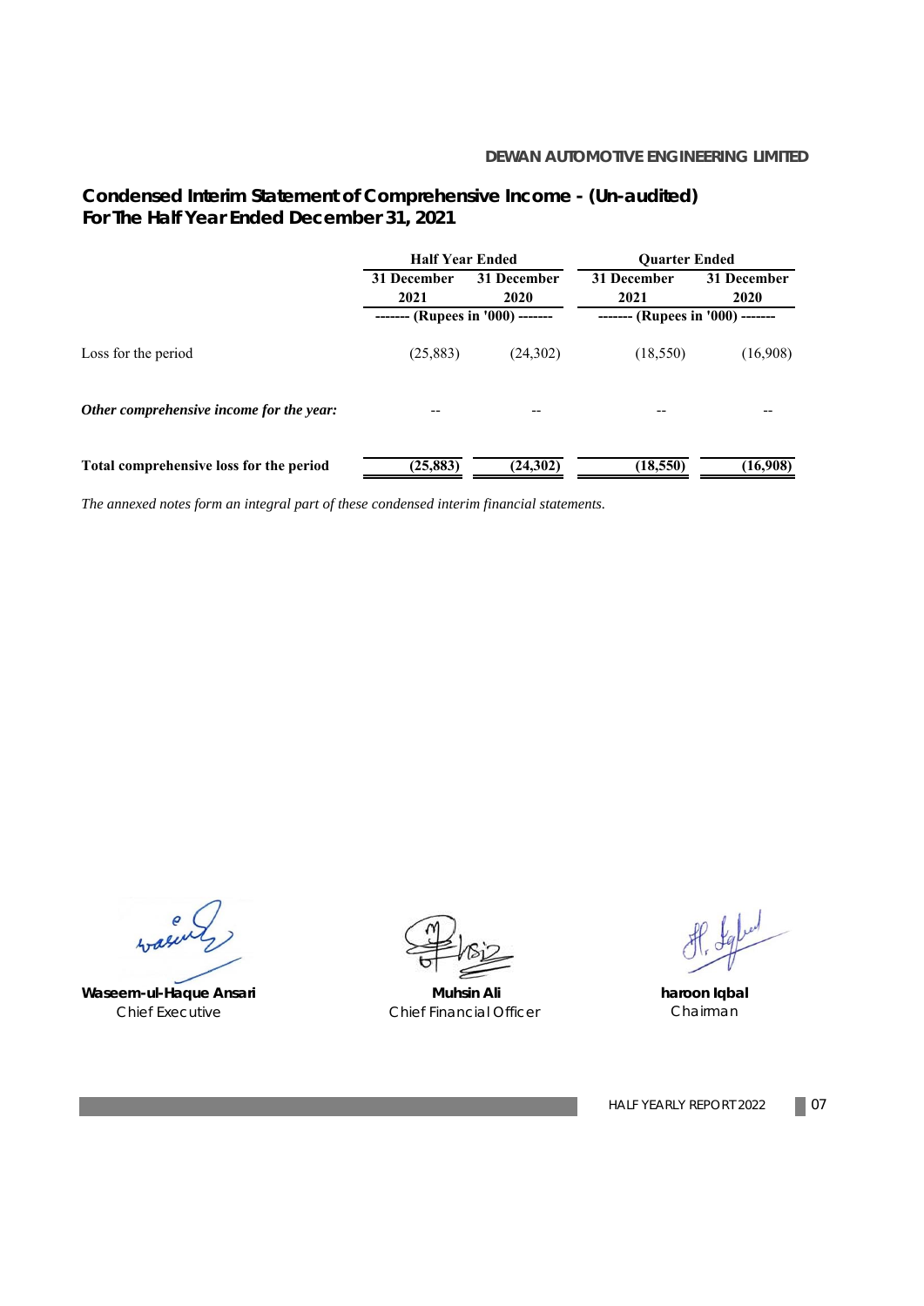DEWAN AUTOMOTIVE ENGINEERING LIMITED

## Condensed Interim Statement of Comprehensive Income - (Un-audited)
## For The Half Year Ended December 31, 2021

| | Half Year Ended | | Quarter Ended | |
|---|---|---|---|---|
| | 31 December 2021 | 31 December 2020 | 31 December 2021 | 31 December 2020 |
| | ------- (Rupees in '000) ------- | | ------- (Rupees in '000) ------- | |
| Loss for the period | (25,883) | (24,302) | (18,550) | (16,908) |
| ***Other comprehensive income for the year:*** | -- | -- | -- | -- |
| **Total comprehensive loss for the period** | **(25,883)** | **(24,302)** | **(18,550)** | **(16,908)** |

*The annexed notes form an integral part of these condensed interim financial statements.*

| **Waseem-ul-Haque Ansari** | **Muhsin Ali** | **haroon Iqbal** |
|---|---|---|
| Chief Executive | Chief Financial Officer | Chairman |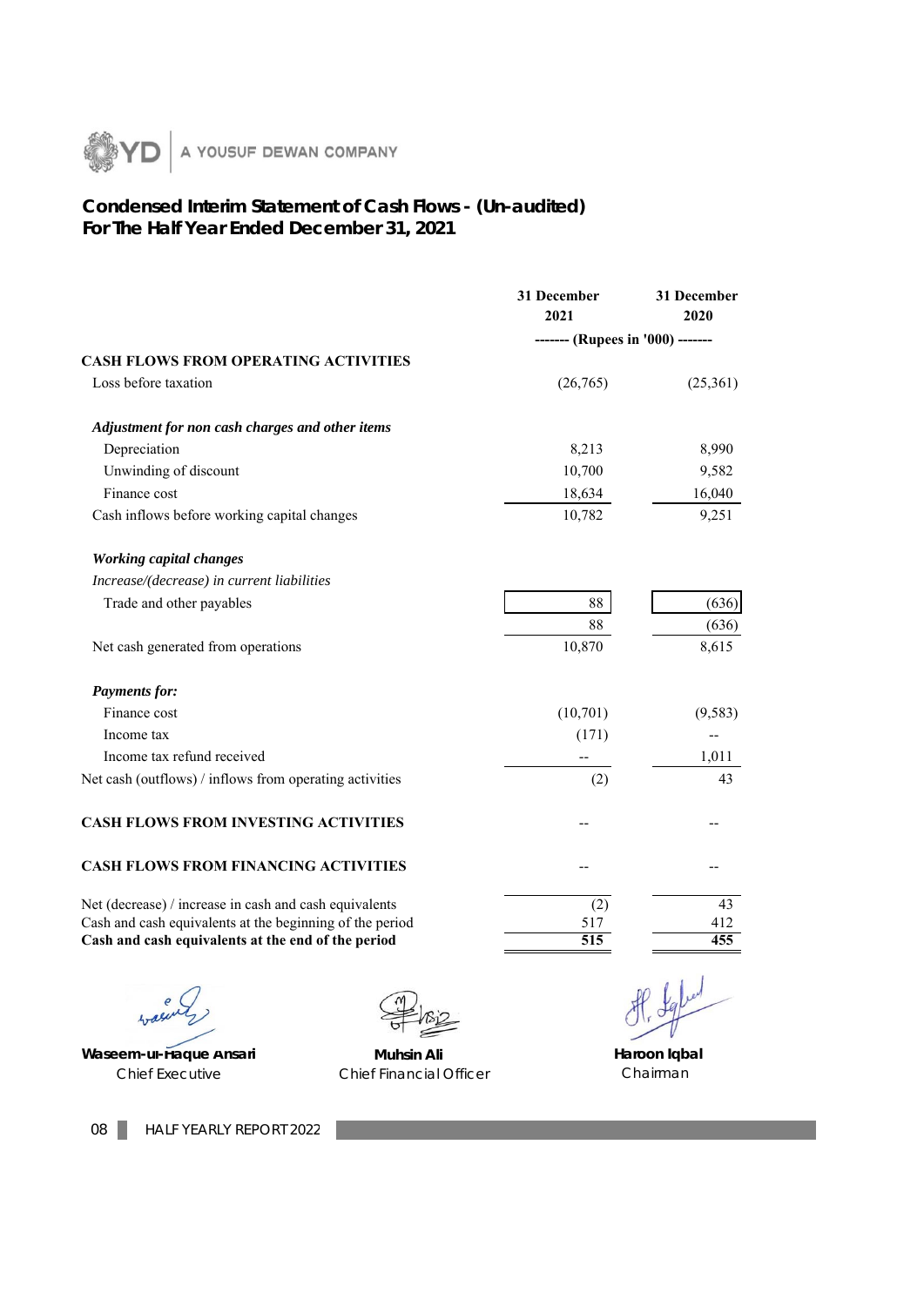## Condensed Interim Statement of Cash Flows - (Un-audited)
## For The Half Year Ended December 31, 2021

| | 31 December 2021 | 31 December 2020 |
|---|---|---|
| | ------- (Rupees in '000) ------- | |
| **CASH FLOWS FROM OPERATING ACTIVITIES** | | |
| Loss before taxation | (26,765) | (25,361) |
| ***Adjustment for non cash charges and other items*** | | |
| Depreciation | 8,213 | 8,990 |
| Unwinding of discount | 10,700 | 9,582 |
| Finance cost | 18,634 | 16,040 |
| Cash inflows before working capital changes | 10,782 | 9,251 |
| ***Working capital changes*** | | |
| *Increase/(decrease) in current liabilities* | | |
| Trade and other payables | 88 | (636) |
| | 88 | (636) |
| Net cash generated from operations | 10,870 | 8,615 |
| ***Payments for:*** | | |
| Finance cost | (10,701) | (9,583) |
| Income tax | (171) | -- |
| Income tax refund received | -- | 1,011 |
| Net cash (outflows) / inflows from operating activities | (2) | 43 |
| **CASH FLOWS FROM INVESTING ACTIVITIES** | -- | -- |
| **CASH FLOWS FROM FINANCING ACTIVITIES** | -- | -- |
| Net (decrease) / increase in cash and cash equivalents | (2) | 43 |
| Cash and cash equivalents at the beginning of the period | 517 | 412 |
| **Cash and cash equivalents at the end of the period** | **515** | **455** |

**Waseem-ul-Haque Ansari**
Chief Executive

**Muhsin Ali**
Chief Financial Officer

**Haroon Iqbal**
Chairman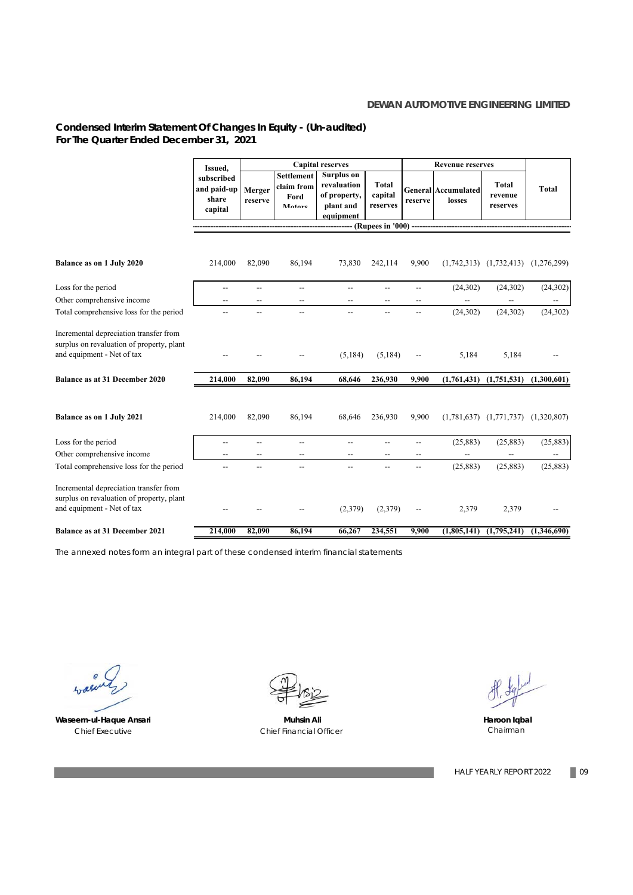## Condensed Interim Statement Of Changes In Equity - (Un-audited)
## For The Quarter Ended December 31, 2021

| | Issued, subscribed and paid-up share capital | Capital reserves | | | | Revenue reserves | | | Total |
|---|---|---|---|---|---|---|---|---|---|
| | | Merger reserve | Settlement claim from Ford Motors | Surplus on revaluation of property, plant and equipment | Total capital reserves | General reserve | Accumulated losses | Total revenue reserves | |
| | (Rupees in '000) | | | | | | | | |
| **Balance as on 1 July 2020** | 214,000 | 82,090 | 86,194 | 73,830 | 242,114 | 9,900 | (1,742,313) | (1,732,413) | (1,276,299) |
| Loss for the period | -- | -- | -- | -- | -- | -- | (24,302) | (24,302) | (24,302) |
| Other comprehensive income | -- | -- | -- | -- | -- | -- | -- | -- | -- |
| Total comprehensive loss for the period | -- | -- | -- | -- | -- | -- | (24,302) | (24,302) | (24,302) |
| Incremental depreciation transfer from surplus on revaluation of property, plant and equipment - Net of tax | -- | -- | -- | (5,184) | (5,184) | -- | 5,184 | 5,184 | -- |
| **Balance as at 31 December 2020** | **214,000** | **82,090** | **86,194** | **68,646** | **236,930** | **9,900** | **(1,761,431)** | **(1,751,531)** | **(1,300,601)** |
| **Balance as on 1 July 2021** | 214,000 | 82,090 | 86,194 | 68,646 | 236,930 | 9,900 | (1,781,637) | (1,771,737) | (1,320,807) |
| Loss for the period | -- | -- | -- | -- | -- | -- | (25,883) | (25,883) | (25,883) |
| Other comprehensive income | -- | -- | -- | -- | -- | -- | -- | -- | -- |
| Total comprehensive loss for the period | -- | -- | -- | -- | -- | -- | (25,883) | (25,883) | (25,883) |
| Incremental depreciation transfer from surplus on revaluation of property, plant and equipment - Net of tax | -- | -- | -- | (2,379) | (2,379) | -- | 2,379 | 2,379 | -- |
| **Balance as at 31 December 2021** | **214,000** | **82,090** | **86,194** | **66,267** | **234,551** | **9,900** | **(1,805,141)** | **(1,795,241)** | **(1,346,690)** |

The annexed notes form an integral part of these condensed interim financial statements

**Waseem-ul-Haque Ansari**
Chief Executive

**Muhsin Ali**
Chief Financial Officer

**Haroon Iqbal**
Chairman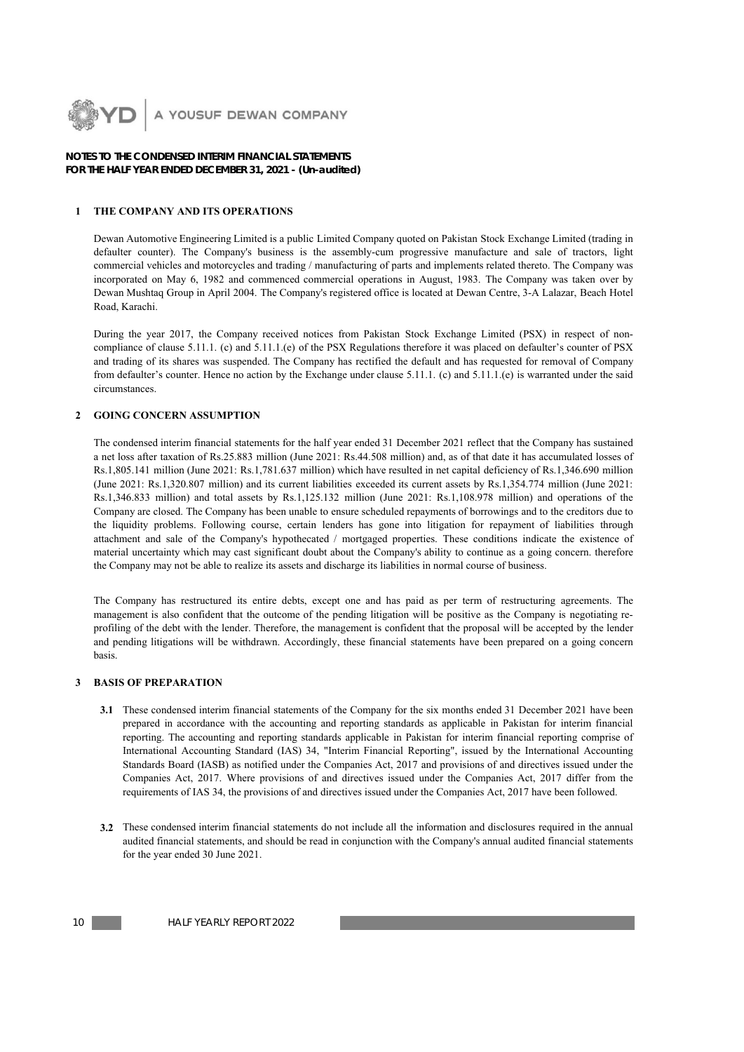## NOTES TO THE CONDENSED INTERIM FINANCIAL STATEMENTS
## FOR THE HALF YEAR ENDED DECEMBER 31, 2021 - (Un-audited)

### 1 THE COMPANY AND ITS OPERATIONS

Dewan Automotive Engineering Limited is a public Limited Company quoted on Pakistan Stock Exchange Limited (trading in defaulter counter). The Company's business is the assembly-cum progressive manufacture and sale of tractors, light commercial vehicles and motorcycles and trading / manufacturing of parts and implements related thereto. The Company was incorporated on May 6, 1982 and commenced commercial operations in August, 1983. The Company was taken over by Dewan Mushtaq Group in April 2004. The Company's registered office is located at Dewan Centre, 3-A Lalazar, Beach Hotel Road, Karachi.

During the year 2017, the Company received notices from Pakistan Stock Exchange Limited (PSX) in respect of non-compliance of clause 5.11.1. (c) and 5.11.1.(e) of the PSX Regulations therefore it was placed on defaulter's counter of PSX and trading of its shares was suspended. The Company has rectified the default and has requested for removal of Company from defaulter's counter. Hence no action by the Exchange under clause 5.11.1. (c) and 5.11.1.(e) is warranted under the said circumstances.

### 2 GOING CONCERN ASSUMPTION

The condensed interim financial statements for the half year ended 31 December 2021 reflect that the Company has sustained a net loss after taxation of Rs.25.883 million (June 2021: Rs.44.508 million) and, as of that date it has accumulated losses of Rs.1,805.141 million (June 2021: Rs.1,781.637 million) which have resulted in net capital deficiency of Rs.1,346.690 million (June 2021: Rs.1,320.807 million) and its current liabilities exceeded its current assets by Rs.1,354.774 million (June 2021: Rs.1,346.833 million) and total assets by Rs.1,125.132 million (June 2021: Rs.1,108.978 million) and operations of the Company are closed. The Company has been unable to ensure scheduled repayments of borrowings and to the creditors due to the liquidity problems. Following course, certain lenders has gone into litigation for repayment of liabilities through attachment and sale of the Company's hypothecated / mortgaged properties. These conditions indicate the existence of material uncertainty which may cast significant doubt about the Company's ability to continue as a going concern. therefore the Company may not be able to realize its assets and discharge its liabilities in normal course of business.

The Company has restructured its entire debts, except one and has paid as per term of restructuring agreements. The management is also confident that the outcome of the pending litigation will be positive as the Company is negotiating re-profiling of the debt with the lender. Therefore, the management is confident that the proposal will be accepted by the lender and pending litigations will be withdrawn. Accordingly, these financial statements have been prepared on a going concern basis.

### 3 BASIS OF PREPARATION

**3.1** These condensed interim financial statements of the Company for the six months ended 31 December 2021 have been prepared in accordance with the accounting and reporting standards as applicable in Pakistan for interim financial reporting. The accounting and reporting standards applicable in Pakistan for interim financial reporting comprise of International Accounting Standard (IAS) 34, "Interim Financial Reporting", issued by the International Accounting Standards Board (IASB) as notified under the Companies Act, 2017 and provisions of and directives issued under the Companies Act, 2017. Where provisions of and directives issued under the Companies Act, 2017 differ from the requirements of IAS 34, the provisions of and directives issued under the Companies Act, 2017 have been followed.

**3.2** These condensed interim financial statements do not include all the information and disclosures required in the annual audited financial statements, and should be read in conjunction with the Company's annual audited financial statements for the year ended 30 June 2021.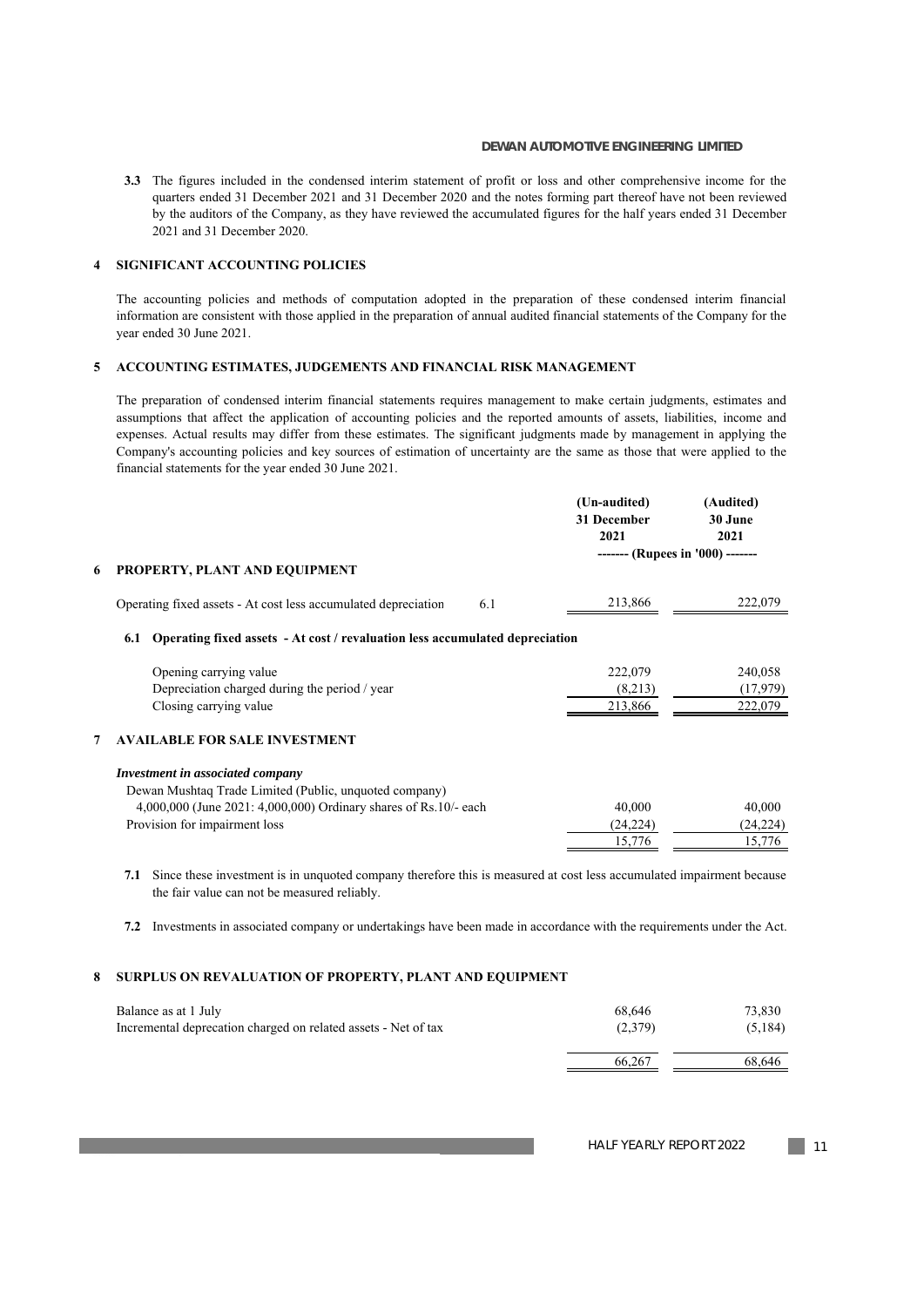**3.3** The figures included in the condensed interim statement of profit or loss and other comprehensive income for the quarters ended 31 December 2021 and 31 December 2020 and the notes forming part thereof have not been reviewed by the auditors of the Company, as they have reviewed the accumulated figures for the half years ended 31 December 2021 and 31 December 2020.

## 4 SIGNIFICANT ACCOUNTING POLICIES

The accounting policies and methods of computation adopted in the preparation of these condensed interim financial information are consistent with those applied in the preparation of annual audited financial statements of the Company for the year ended 30 June 2021.

## 5 ACCOUNTING ESTIMATES, JUDGEMENTS AND FINANCIAL RISK MANAGEMENT

The preparation of condensed interim financial statements requires management to make certain judgments, estimates and assumptions that affect the application of accounting policies and the reported amounts of assets, liabilities, income and expenses. Actual results may differ from these estimates. The significant judgments made by management in applying the Company's accounting policies and key sources of estimation of uncertainty are the same as those that were applied to the financial statements for the year ended 30 June 2021.

| | Note | (Un-audited) 31 December 2021 | (Audited) 30 June 2021 |
|---|---|---|---|
| | | ------- (Rupees in '000) ------- | |
| **6 PROPERTY, PLANT AND EQUIPMENT** | | | |
| Operating fixed assets - At cost less accumulated depreciation | 6.1 | 213,866 | 222,079 |
| **6.1 Operating fixed assets - At cost / revaluation less accumulated depreciation** | | | |
| Opening carrying value | | 222,079 | 240,058 |
| Depreciation charged during the period / year | | (8,213) | (17,979) |
| Closing carrying value | | 213,866 | 222,079 |
| **7 AVAILABLE FOR SALE INVESTMENT** | | | |
| ***Investment in associated company*** | | | |
| Dewan Mushtaq Trade Limited (Public, unquoted company) | | | |
| 4,000,000 (June 2021: 4,000,000) Ordinary shares of Rs.10/- each | | 40,000 | 40,000 |
| Provision for impairment loss | | (24,224) | (24,224) |
| | | 15,776 | 15,776 |

**7.1** Since these investment is in unquoted company therefore this is measured at cost less accumulated impairment because the fair value can not be measured reliably.

**7.2** Investments in associated company or undertakings have been made in accordance with the requirements under the Act.

## 8 SURPLUS ON REVALUATION OF PROPERTY, PLANT AND EQUIPMENT

| | (Un-audited) 31 December 2021 | (Audited) 30 June 2021 |
|---|---|---|
| Balance as at 1 July | 68,646 | 73,830 |
| Incremental deprecation charged on related assets - Net of tax | (2,379) | (5,184) |
| | 66,267 | 68,646 |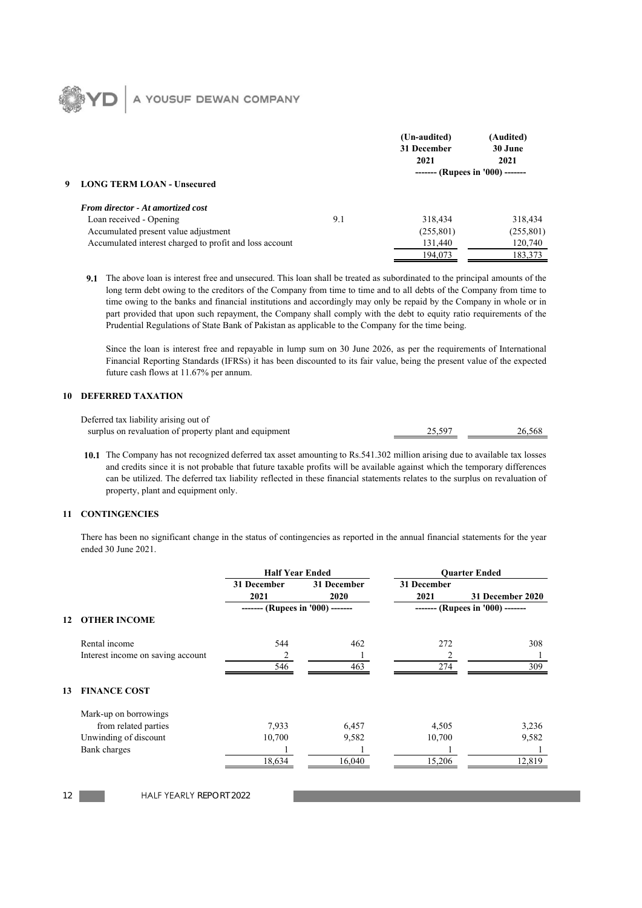|  |  | (Un-audited) 31 December 2021 | (Audited) 30 June 2021 |
|---|---|---|---|
|  |  | ------- (Rupees in '000) ------- |  |

## 9 LONG TERM LOAN - Unsecured

| *From director - At amortized cost* |  | (Un-audited) 31 December 2021 | (Audited) 30 June 2021 |
|---|---|---|---|
| Loan received - Opening | 9.1 | 318,434 | 318,434 |
| Accumulated present value adjustment |  | (255,801) | (255,801) |
| Accumulated interest charged to profit and loss account |  | 131,440 | 120,740 |
|  |  | 194,073 | 183,373 |

**9.1** The above loan is interest free and unsecured. This loan shall be treated as subordinated to the principal amounts of the long term debt owing to the creditors of the Company from time to time and to all debts of the Company from time to time owing to the banks and financial institutions and accordingly may only be repaid by the Company in whole or in part provided that upon such repayment, the Company shall comply with the debt to equity ratio requirements of the Prudential Regulations of State Bank of Pakistan as applicable to the Company for the time being.

Since the loan is interest free and repayable in lump sum on 30 June 2026, as per the requirements of International Financial Reporting Standards (IFRSs) it has been discounted to its fair value, being the present value of the expected future cash flows at 11.67% per annum.

## 10 DEFERRED TAXATION

|  | (Un-audited) 31 December 2021 | (Audited) 30 June 2021 |
|---|---|---|
| Deferred tax liability arising out of surplus on revaluation of property plant and equipment | 25,597 | 26,568 |

**10.1** The Company has not recognized deferred tax asset amounting to Rs.541.302 million arising due to available tax losses and credits since it is not probable that future taxable profits will be available against which the temporary differences can be utilized. The deferred tax liability reflected in these financial statements relates to the surplus on revaluation of property, plant and equipment only.

## 11 CONTINGENCIES

There has been no significant change in the status of contingencies as reported in the annual financial statements for the year ended 30 June 2021.

|  | Half Year Ended |  | Quarter Ended |  |
|---|---|---|---|---|
|  | 31 December 2021 | 31 December 2020 | 31 December 2021 | 31 December 2020 |
|  | ------- (Rupees in '000) ------- |  | ------- (Rupees in '000) ------- |  |
| **12 OTHER INCOME** |  |  |  |  |
| Rental income | 544 | 462 | 272 | 308 |
| Interest income on saving account | 2 | 1 | 2 | 1 |
|  | 546 | 463 | 274 | 309 |
| **13 FINANCE COST** |  |  |  |  |
| Mark-up on borrowings from related parties | 7,933 | 6,457 | 4,505 | 3,236 |
| Unwinding of discount | 10,700 | 9,582 | 10,700 | 9,582 |
| Bank charges | 1 | 1 | 1 | 1 |
|  | 18,634 | 16,040 | 15,206 | 12,819 |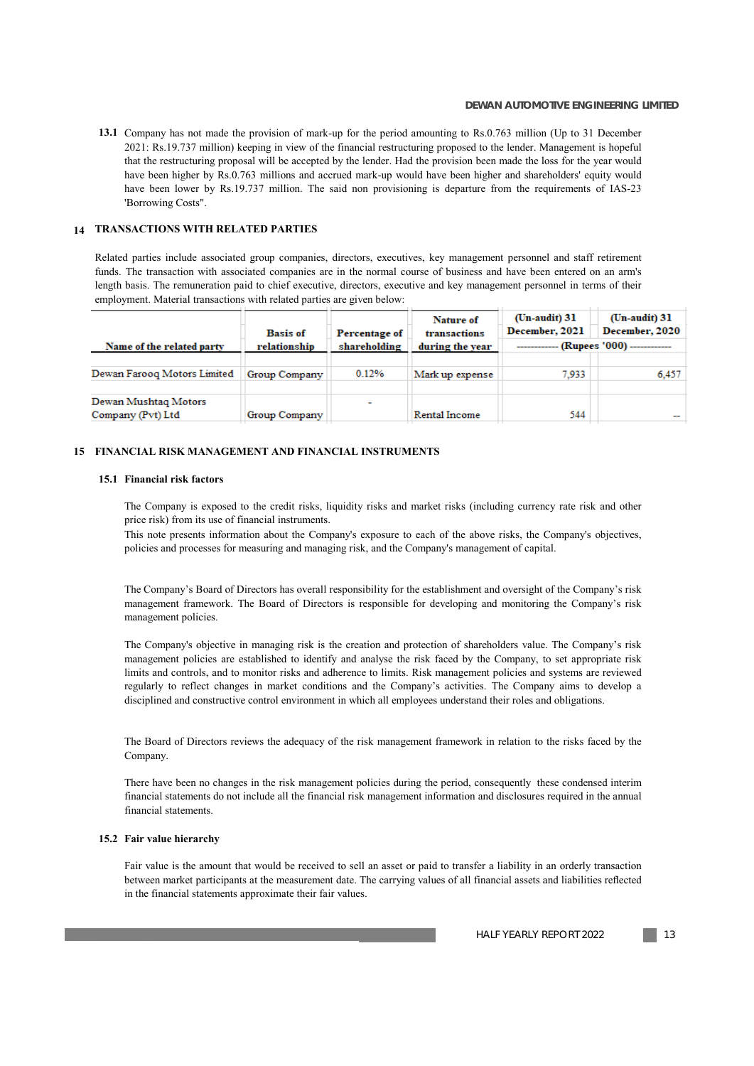**13.1** Company has not made the provision of mark-up for the period amounting to Rs.0.763 million (Up to 31 December 2021: Rs.19.737 million) keeping in view of the financial restructuring proposed to the lender. Management is hopeful that the restructuring proposal will be accepted by the lender. Had the provision been made the loss for the year would have been higher by Rs.0.763 millions and accrued mark-up would have been higher and shareholders' equity would have been lower by Rs.19.737 million. The said non provisioning is departure from the requirements of IAS-23 'Borrowing Costs".

## 14 TRANSACTIONS WITH RELATED PARTIES

Related parties include associated group companies, directors, executives, key management personnel and staff retirement funds. The transaction with associated companies are in the normal course of business and have been entered on an arm's length basis. The remuneration paid to chief executive, directors, executive and key management personnel in terms of their employment. Material transactions with related parties are given below:

| Name of the related party | Basis of relationship | Percentage of shareholding | Nature of transactions during the year | (Un-audit) 31 December, 2021 | (Un-audit) 31 December, 2020 |
|---|---|---|---|---|---|
| | | | | ------------ (Rupees '000) ------------ | |
| Dewan Farooq Motors Limited | Group Company | 0.12% | Mark up expense | 7,933 | 6,457 |
| Dewan Mushtaq Motors Company (Pvt) Ltd | Group Company | - | Rental Income | 544 | -- |

## 15 FINANCIAL RISK MANAGEMENT AND FINANCIAL INSTRUMENTS

### 15.1 Financial risk factors

The Company is exposed to the credit risks, liquidity risks and market risks (including currency rate risk and other price risk) from its use of financial instruments.
This note presents information about the Company's exposure to each of the above risks, the Company's objectives, policies and processes for measuring and managing risk, and the Company's management of capital.

The Company's Board of Directors has overall responsibility for the establishment and oversight of the Company's risk management framework. The Board of Directors is responsible for developing and monitoring the Company's risk management policies.

The Company's objective in managing risk is the creation and protection of shareholders value. The Company's risk management policies are established to identify and analyse the risk faced by the Company, to set appropriate risk limits and controls, and to monitor risks and adherence to limits. Risk management policies and systems are reviewed regularly to reflect changes in market conditions and the Company's activities. The Company aims to develop a disciplined and constructive control environment in which all employees understand their roles and obligations.

The Board of Directors reviews the adequacy of the risk management framework in relation to the risks faced by the Company.

There have been no changes in the risk management policies during the period, consequently these condensed interim financial statements do not include all the financial risk management information and disclosures required in the annual financial statements.

### 15.2 Fair value hierarchy

Fair value is the amount that would be received to sell an asset or paid to transfer a liability in an orderly transaction between market participants at the measurement date. The carrying values of all financial assets and liabilities reflected in the financial statements approximate their fair values.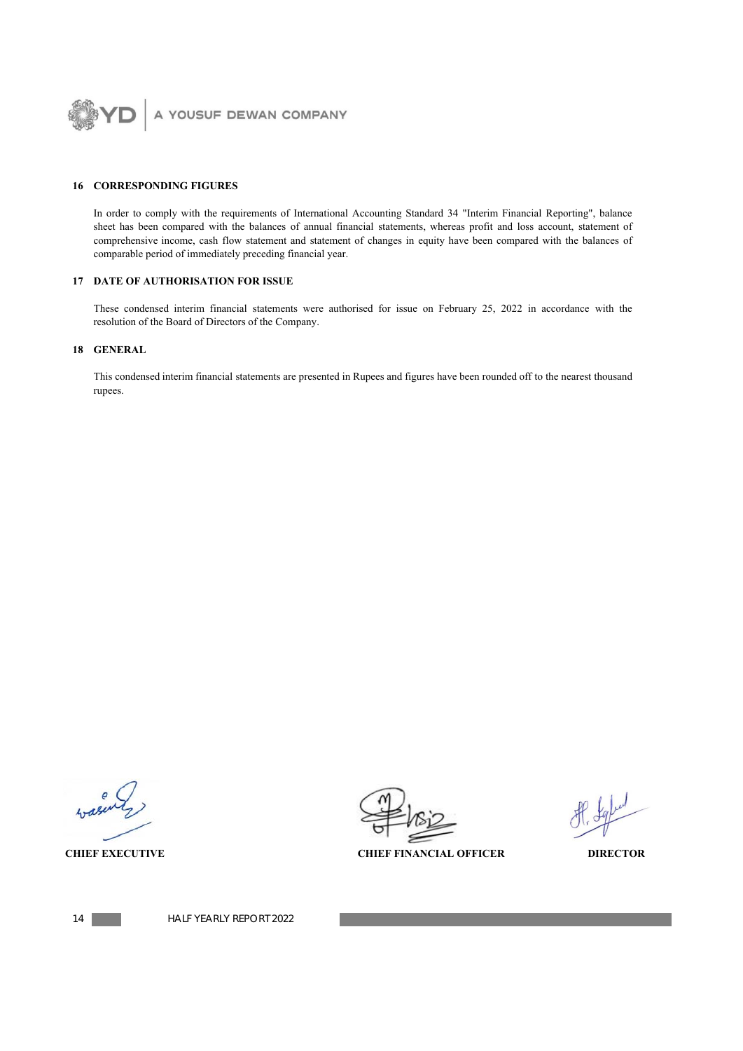## 16 CORRESPONDING FIGURES

In order to comply with the requirements of International Accounting Standard 34 "Interim Financial Reporting", balance sheet has been compared with the balances of annual financial statements, whereas profit and loss account, statement of comprehensive income, cash flow statement and statement of changes in equity have been compared with the balances of comparable period of immediately preceding financial year.

## 17 DATE OF AUTHORISATION FOR ISSUE

These condensed interim financial statements were authorised for issue on February 25, 2022 in accordance with the resolution of the Board of Directors of the Company.

## 18 GENERAL

This condensed interim financial statements are presented in Rupees and figures have been rounded off to the nearest thousand rupees.

**CHIEF EXECUTIVE** **CHIEF FINANCIAL OFFICER** **DIRECTOR**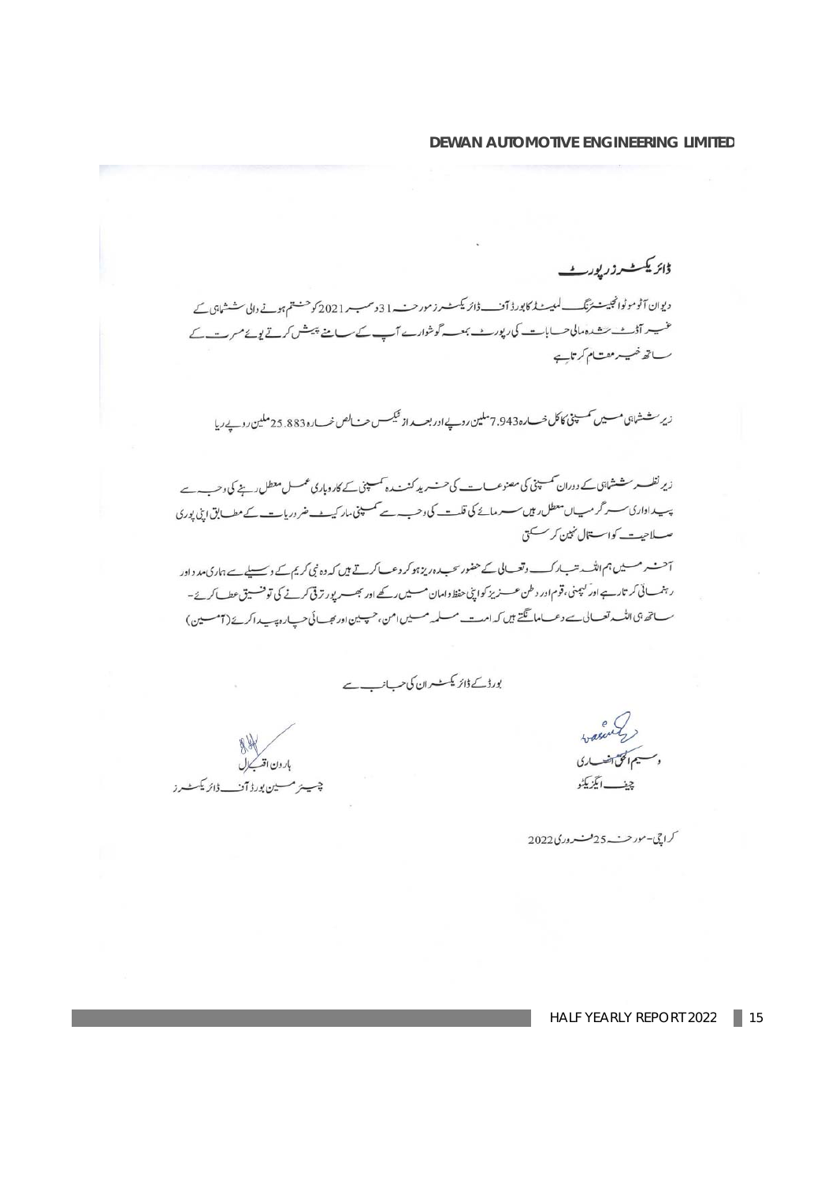## ڈائریکٹرز رپورٹ

دیوان آٹو موٹو انجینئرنگ لمیٹڈ کا بورڈ آف ڈائریکٹرز مورخہ 31 دسمبر 2021 کو ختم ہونے والی ششماہی کے غیر آڈٹ شدہ مالی حسابات کی رپورٹ بمعہ گوشوارے آپ کے سامنے پیش کرتے ہوئے مسرت کے ساتھ خیر مقدم کرتا ہے

زیر ششماہی میں کمپنی کا کل خسارہ 7.943 ملین روپے اور بعد از ٹیکس خالص خسارہ 25.883 ملین روپے رہا

زیر نظر ششماہی کے دوران کمپنی کی مصنوعات کی خریدکنندہ کمپنی کے کاروباری عمل معطل رہنے کی وجہ سے پیداواری سرگرمیاں معطل رہیں سرمائے کی قلت کی وجہ سے کمپنی مارکیٹ ضروریات کے مطابق اپنی پوری صلاحیت کو استعمال نہیں کر سکتی

آخر میں ہم اللہ تبارک وتعالی کے حضور سجدہ ریز ہو کر دعا کرتے ہیں کہ وہ نبی کریم کے وسیلے سے ہماری مدد اور رہنمائی کرتا رہے اور کمپنی، قوم اور وطن عزیز کو اپنی حفظ وامان میں رکھے اور بھرپور ترقی کرنے کی توفیق عطا کرے۔ ساتھ ہی اللہ تعالی سے دعا مانگتے ہیں کہ امت مسلمہ میں امن، چین اور بھائی چارہ پیدا کرے (آمین)

بورڈ کے ڈائریکٹران کی جانب سے

وسیم الحق انصاری
چیف ایگزیکٹو

ہارون اقبال
چیئرمین بورڈ آف ڈائریکٹرز

کراچی- مورخہ 25 فروری 2022